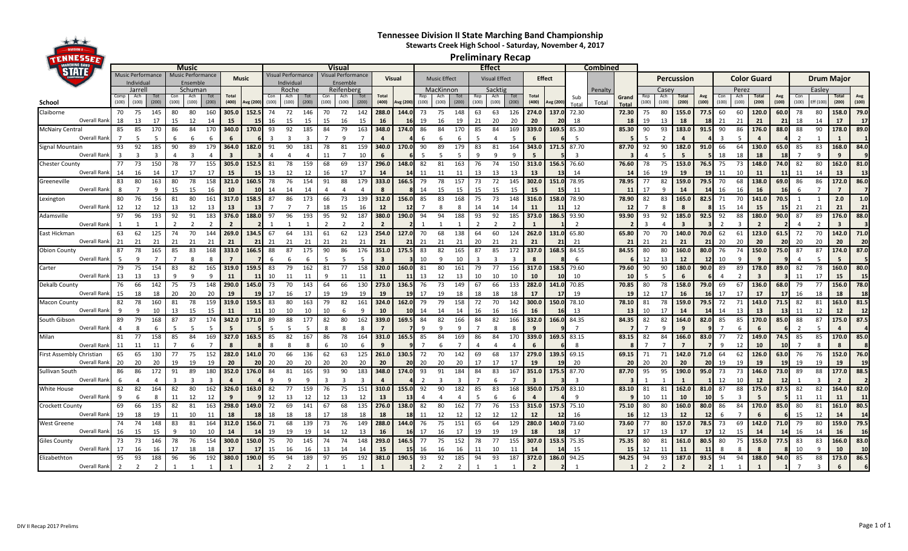# Tennessee Division II State Marching Band Championship

**Stewarts Creek High School - Saturday, November 4, 2017**

## Preliminary Recap

| School | Music | | | | | | | | Visual | | | | | | | | Effect | | | | | | | | Combined | | | Percussion | | | | Color Guard | | | | Drum Major | | | |
|---|---|---|---|---|---|---|---|---|---|---|---|---|---|---|---|---|---|---|---|---|---|---|---|---|---|---|---|---|---|---|---|---|---|---|---|---|---|---|---|
| | Music Performance Individual | | | Music Performance Ensemble | | | Music | | Visual Performance Individual | | | Visual Performance Ensemble | | | Visual | | Music Effect | | | Visual Effect | | | Effect | | | Penalty | | Casey | | | | Perez | | | | Easley | | | |
| | Jarrell | | | Schuman | | | | | Roche | | | Reifenberg | | | | | MacKinnon | | | Sacktig | | | | | | | | | | | | | | | | | | | |
| | Comp (100) | Ach (100) | Tot (200) | Con (100) | Ach (100) | Tot (200) | Total (400) | Avg (200) | Con (100) | Ach (100) | Tot (200) | Con (100) | Ach (100) | Tot (200) | Total (400) | Avg (200) | Rep (100) | Ach (100) | Tot (200) | Rep (100) | Ach (100) | Tot (200) | Total (400) | Avg (200) | Sub Total | Total | Grand Total | Rep (100) | Ach (100) | Total (200) | Avg (100) | Con (100) | Ach (100) | Total (200) | Avg (100) | Con (100) | Eff (100) | Total (200) | Avg (100) |
| Claiborne | 70 | 75 | 145 | 80 | 80 | 160 | 305.0 | 152.5 | 74 | 72 | 146 | 70 | 72 | 142 | 288.0 | 144.0 | 73 | 75 | 148 | 63 | 63 | 126 | 274.0 | 137.0 | 72.30 | | 72.30 | 75 | 80 | 155.0 | 77.5 | 60 | 60 | 120.0 | 60.0 | 78 | 80 | 158.0 | 79.0 |
| Overall Rank | 18 | 13 | 17 | 15 | 12 | 14 | 15 | 15 | 16 | 15 | 16 | 15 | 16 | 15 | 16 | 16 | 19 | 16 | 19 | 21 | 20 | 20 | 20 | 20 | 18 | | 18 | 19 | 13 | 18 | 18 | 21 | 21 | 21 | 21 | 18 | 14 | 17 | 17 |
| McNairy Central | 85 | 85 | 170 | 86 | 84 | 170 | 340.0 | 170.0 | 93 | 92 | 185 | 84 | 79 | 163 | 348.0 | 174.0 | 86 | 84 | 170 | 85 | 84 | 169 | 339.0 | 169.5 | 85.30 | | 85.30 | 90 | 93 | 183.0 | 91.5 | 90 | 86 | 176.0 | 88.0 | 88 | 90 | 178.0 | 89.0 |
| Overall Rank | 7 | 5 | 5 | 6 | 6 | 6 | 6 | 6 | 3 | 3 | 3 | 7 | 9 | 7 | 4 | 4 | 6 | 6 | 6 | 6 | 4 | 5 | 6 | 6 | 5 | | 5 | 5 | 2 | 4 | 4 | 3 | 5 | 4 | 4 | 2 | 1 | 1 | 1 |
| Signal Mountain | 93 | 92 | 185 | 90 | 89 | 179 | 364.0 | 182.0 | 91 | 90 | 181 | 78 | 81 | 159 | 340.0 | 170.0 | 90 | 89 | 179 | 83 | 81 | 164 | 343.0 | 171.5 | 87.70 | | 87.70 | 92 | 90 | 182.0 | 91.0 | 66 | 64 | 130.0 | 65.0 | 85 | 83 | 168.0 | 84.0 |
| Overall Rank | 3 | 3 | 3 | 4 | 3 | 4 | 3 | 3 | 4 | 4 | 4 | 11 | 7 | 10 | 6 | 6 | 5 | 5 | 5 | 9 | 9 | 9 | 5 | 5 | 3 | | 3 | 4 | 5 | 5 | 5 | 18 | 18 | 18 | 18 | 7 | 9 | 9 | 9 |
| Chester County | 77 | 73 | 150 | 78 | 77 | 155 | 305.0 | 152.5 | 81 | 78 | 159 | 68 | 69 | 137 | 296.0 | 148.0 | 82 | 81 | 163 | 76 | 74 | 150 | 313.0 | 156.5 | 76.60 | | 76.60 | 78 | 75 | 153.0 | 76.5 | 75 | 73 | 148.0 | 74.0 | 82 | 80 | 162.0 | 81.0 |
| Overall Rank | 14 | 16 | 14 | 17 | 17 | 17 | 15 | 15 | 13 | 12 | 12 | 16 | 17 | 17 | 14 | 14 | 11 | 11 | 11 | 13 | 13 | 13 | 13 | 13 | 14 | | 14 | 16 | 19 | 19 | 19 | 11 | 10 | 11 | 11 | 11 | 14 | 13 | 13 |
| Greeneville | 83 | 80 | 163 | 80 | 78 | 158 | 321.0 | 160.5 | 78 | 76 | 154 | 91 | 88 | 179 | 333.0 | 166.5 | 79 | 78 | 157 | 73 | 72 | 145 | 302.0 | 151.0 | 78.95 | | 78.95 | 77 | 82 | 159.0 | 79.5 | 70 | 68 | 138.0 | 69.0 | 86 | 86 | 172.0 | 86.0 |
| Overall Rank | 8 | 7 | 9 | 15 | 15 | 16 | 10 | 10 | 14 | 14 | 14 | 4 | 4 | 4 | 8 | 8 | 14 | 15 | 15 | 15 | 15 | 15 | 15 | 15 | 11 | | 11 | 17 | 9 | 14 | 14 | 16 | 16 | 16 | 16 | 6 | 7 | 7 | 7 |
| Lexington | 80 | 76 | 156 | 81 | 80 | 161 | 317.0 | 158.5 | 87 | 86 | 173 | 66 | 73 | 139 | 312.0 | 156.0 | 85 | 83 | 168 | 75 | 73 | 148 | 316.0 | 158.0 | 78.90 | | 78.90 | 82 | 83 | 165.0 | 82.5 | 71 | 70 | 141.0 | 70.5 | 1 | 1 | 2.0 | 1.0 |
| Overall Rank | 12 | 12 | 12 | 13 | 12 | 13 | 13 | 13 | 7 | 7 | 7 | 18 | 15 | 16 | 12 | 12 | 7 | 8 | 8 | 14 | 14 | 14 | 11 | 11 | 12 | | 12 | 7 | 8 | 8 | 8 | 15 | 14 | 15 | 15 | 21 | 21 | 21 | 21 |
| Adamsville | 97 | 96 | 193 | 92 | 91 | 183 | 376.0 | 188.0 | 97 | 96 | 193 | 95 | 92 | 187 | 380.0 | 190.0 | 94 | 94 | 188 | 93 | 92 | 185 | 373.0 | 186.5 | 93.90 | | 93.90 | 93 | 92 | 185.0 | 92.5 | 92 | 88 | 180.0 | 90.0 | 87 | 89 | 176.0 | 88.0 |
| Overall Rank | 1 | 1 | 1 | 2 | 2 | 2 | 2 | 2 | 1 | 1 | 1 | 2 | 2 | 2 | 2 | 2 | 1 | 1 | 1 | 2 | 2 | 2 | 1 | 1 | 2 | | 2 | 3 | 4 | 3 | 3 | 2 | 3 | 2 | 2 | 4 | 2 | 3 | 3 |
| East Hickman | 63 | 62 | 125 | 74 | 70 | 144 | 269.0 | 134.5 | 67 | 64 | 131 | 61 | 62 | 123 | 254.0 | 127.0 | 70 | 68 | 138 | 64 | 60 | 124 | 262.0 | 131.0 | 65.80 | | 65.80 | 70 | 70 | 140.0 | 70.0 | 62 | 61 | 123.0 | 61.5 | 72 | 70 | 142.0 | 71.0 |
| Overall Rank | 21 | 21 | 21 | 21 | 21 | 21 | 21 | 21 | 21 | 21 | 21 | 21 | 21 | 21 | 21 | 21 | 21 | 21 | 21 | 20 | 21 | 21 | 21 | 21 | 21 | | 21 | 21 | 21 | 21 | 21 | 20 | 20 | 20 | 20 | 20 | 20 | 20 | 20 |
| Obion County | 87 | 78 | 165 | 85 | 83 | 168 | 333.0 | 166.5 | 88 | 87 | 175 | 90 | 86 | 176 | 351.0 | 175.5 | 83 | 82 | 165 | 87 | 85 | 172 | 337.0 | 168.5 | 84.55 | | 84.55 | 80 | 80 | 160.0 | 80.0 | 76 | 74 | 150.0 | 75.0 | 87 | 87 | 174.0 | 87.0 |
| Overall Rank | 5 | 9 | 7 | 7 | 8 | 8 | 7 | 7 | 6 | 6 | 6 | 5 | 5 | 5 | 3 | 3 | 10 | 9 | 10 | 3 | 3 | 3 | 8 | 8 | 6 | | 6 | 12 | 13 | 12 | 12 | 10 | 9 | 9 | 9 | 4 | 5 | 5 | 5 |
| Carter | 79 | 75 | 154 | 83 | 82 | 165 | 319.0 | 159.5 | 83 | 79 | 162 | 81 | 77 | 158 | 320.0 | 160.0 | 81 | 80 | 161 | 79 | 77 | 156 | 317.0 | 158.5 | 79.60 | | 79.60 | 90 | 90 | 180.0 | 90.0 | 89 | 89 | 178.0 | 89.0 | 82 | 78 | 160.0 | 80.0 |
| Overall Rank | 13 | 13 | 13 | 9 | 9 | 9 | 11 | 11 | 10 | 11 | 11 | 9 | 11 | 11 | 11 | 11 | 13 | 12 | 13 | 10 | 10 | 10 | 10 | 10 | 10 | | 10 | 5 | 5 | 6 | 6 | 4 | 2 | 3 | 3 | 11 | 17 | 15 | 15 |
| Dekalb County | 76 | 66 | 142 | 75 | 73 | 148 | 290.0 | 145.0 | 73 | 70 | 143 | 64 | 66 | 130 | 273.0 | 136.5 | 76 | 73 | 149 | 67 | 66 | 133 | 282.0 | 141.0 | 70.85 | | 70.85 | 80 | 78 | 158.0 | 79.0 | 69 | 67 | 136.0 | 68.0 | 79 | 77 | 156.0 | 78.0 |
| Overall Rank | 15 | 18 | 18 | 20 | 20 | 20 | 19 | 19 | 17 | 16 | 17 | 19 | 19 | 19 | 19 | 19 | 17 | 19 | 18 | 18 | 18 | 18 | 17 | 17 | 19 | | 19 | 12 | 17 | 16 | 16 | 17 | 17 | 17 | 17 | 16 | 18 | 18 | 18 |
| Macon County | 82 | 78 | 160 | 81 | 78 | 159 | 319.0 | 159.5 | 83 | 80 | 163 | 79 | 82 | 161 | 324.0 | 162.0 | 79 | 79 | 158 | 72 | 70 | 142 | 300.0 | 150.0 | 78.10 | | 78.10 | 81 | 78 | 159.0 | 79.5 | 72 | 71 | 143.0 | 71.5 | 82 | 81 | 163.0 | 81.5 |
| Overall Rank | 9 | 9 | 10 | 13 | 15 | 15 | 11 | 11 | 10 | 10 | 10 | 10 | 6 | 9 | 10 | 10 | 14 | 14 | 14 | 16 | 16 | 16 | 16 | 16 | 13 | | 13 | 10 | 17 | 14 | 14 | 14 | 13 | 13 | 13 | 11 | 12 | 12 | 12 |
| South Gibson | 89 | 79 | 168 | 87 | 87 | 174 | 342.0 | 171.0 | 89 | 88 | 177 | 82 | 80 | 162 | 339.0 | 169.5 | 84 | 82 | 166 | 84 | 82 | 166 | 332.0 | 166.0 | 84.35 | | 84.35 | 82 | 82 | 164.0 | 82.0 | 85 | 85 | 170.0 | 85.0 | 88 | 87 | 175.0 | 87.5 |
| Overall Rank | 4 | 8 | 6 | 5 | 5 | 5 | 5 | 5 | 5 | 5 | 5 | 8 | 8 | 8 | 7 | 7 | 9 | 9 | 9 | 7 | 8 | 8 | 9 | 9 | 7 | | 7 | 7 | 8 | 9 | 9 | 7 | 6 | 6 | 6 | 2 | 5 | 4 | 4 |
| Milan | 81 | 77 | 158 | 85 | 84 | 169 | 327.0 | 163.5 | 85 | 82 | 167 | 86 | 78 | 164 | 331.0 | 165.5 | 85 | 84 | 169 | 86 | 84 | 170 | 339.0 | 169.5 | 83.15 | | 83.15 | 82 | 84 | 166.0 | 83.0 | 77 | 72 | 149.0 | 74.5 | 85 | 85 | 170.0 | 85.0 |
| Overall Rank | 11 | 11 | 11 | 7 | 6 | 7 | 8 | 8 | 8 | 8 | 8 | 6 | 10 | 6 | 9 | 9 | 7 | 6 | 7 | 4 | 4 | 4 | 6 | 6 | 8 | | 8 | 7 | 7 | 7 | 7 | 9 | 12 | 10 | 10 | 7 | 8 | 8 | 8 |
| First Assembly Christian | 65 | 65 | 130 | 77 | 75 | 152 | 282.0 | 141.0 | 70 | 66 | 136 | 62 | 63 | 125 | 261.0 | 130.5 | 72 | 70 | 142 | 69 | 68 | 137 | 279.0 | 139.5 | 69.15 | | 69.15 | 71 | 71 | 142.0 | 71.0 | 64 | 62 | 126.0 | 63.0 | 76 | 76 | 152.0 | 76.0 |
| Overall Rank | 20 | 20 | 20 | 19 | 19 | 19 | 20 | 20 | 20 | 20 | 20 | 20 | 20 | 20 | 20 | 20 | 20 | 20 | 20 | 17 | 17 | 17 | 19 | 19 | 20 | | 20 | 20 | 20 | 20 | 20 | 19 | 19 | 19 | 19 | 19 | 19 | 19 | 19 |
| Sullivan South | 86 | 86 | 172 | 91 | 89 | 180 | 352.0 | 176.0 | 84 | 81 | 165 | 93 | 90 | 183 | 348.0 | 174.0 | 93 | 91 | 184 | 84 | 83 | 167 | 351.0 | 175.5 | 87.70 | | 87.70 | 95 | 95 | 190.0 | 95.0 | 73 | 73 | 146.0 | 73.0 | 89 | 88 | 177.0 | 88.5 |
| Overall Rank | 6 | 4 | 4 | 3 | 3 | 3 | 4 | 4 | 9 | 9 | 9 | 3 | 3 | 3 | 4 | 4 | 2 | 3 | 3 | 7 | 6 | 7 | 3 | 3 | 3 | | 3 | 1 | 1 | 1 | 1 | 12 | 10 | 12 | 12 | 1 | 3 | 2 | 2 |
| White House | 82 | 82 | 164 | 82 | 80 | 162 | 326.0 | 163.0 | 82 | 77 | 159 | 76 | 75 | 151 | 310.0 | 155.0 | 92 | 90 | 182 | 85 | 83 | 168 | 350.0 | 175.0 | 83.10 | | 83.10 | 81 | 81 | 162.0 | 81.0 | 87 | 88 | 175.0 | 87.5 | 82 | 82 | 164.0 | 82.0 |
| Overall Rank | 9 | 6 | 8 | 11 | 12 | 12 | 9 | 9 | 12 | 13 | 12 | 12 | 13 | 12 | 13 | 13 | 4 | 4 | 4 | 5 | 6 | 6 | 4 | 4 | 9 | | 9 | 10 | 11 | 10 | 10 | 5 | 3 | 5 | 5 | 11 | 11 | 11 | 11 |
| Crockett County | 69 | 66 | 135 | 82 | 81 | 163 | 298.0 | 149.0 | 72 | 69 | 141 | 67 | 68 | 135 | 276.0 | 138.0 | 82 | 80 | 162 | 77 | 76 | 153 | 315.0 | 157.5 | 75.10 | | 75.10 | 80 | 80 | 160.0 | 80.0 | 86 | 84 | 170.0 | 85.0 | 80 | 81 | 161.0 | 80.5 |
| Overall Rank | 19 | 18 | 19 | 11 | 10 | 11 | 18 | 18 | 18 | 18 | 18 | 17 | 18 | 18 | 18 | 18 | 11 | 12 | 12 | 12 | 12 | 12 | 12 | 12 | 16 | | 16 | 12 | 13 | 12 | 12 | 6 | 7 | 6 | 6 | 15 | 12 | 14 | 14 |
| West Greene | 74 | 74 | 148 | 83 | 81 | 164 | 312.0 | 156.0 | 71 | 68 | 139 | 73 | 76 | 149 | 288.0 | 144.0 | 76 | 75 | 151 | 65 | 64 | 129 | 280.0 | 140.0 | 73.60 | | 73.60 | 77 | 80 | 157.0 | 78.5 | 73 | 69 | 142.0 | 71.0 | 79 | 80 | 159.0 | 79.5 |
| Overall Rank | 16 | 15 | 15 | 9 | 10 | 10 | 14 | 14 | 19 | 19 | 19 | 14 | 12 | 13 | 16 | 16 | 17 | 16 | 17 | 19 | 19 | 19 | 18 | 18 | 17 | | 17 | 17 | 13 | 17 | 17 | 12 | 15 | 14 | 14 | 16 | 14 | 16 | 16 |
| Giles County | 73 | 73 | 146 | 78 | 76 | 154 | 300.0 | 150.0 | 75 | 70 | 145 | 74 | 74 | 148 | 293.0 | 146.5 | 77 | 75 | 152 | 78 | 77 | 155 | 307.0 | 153.5 | 75.35 | | 75.35 | 80 | 81 | 161.0 | 80.5 | 80 | 75 | 155.0 | 77.5 | 83 | 83 | 166.0 | 83.0 |
| Overall Rank | 17 | 16 | 16 | 17 | 18 | 18 | 17 | 17 | 15 | 16 | 16 | 13 | 14 | 14 | 15 | 15 | 16 | 16 | 16 | 11 | 10 | 11 | 14 | 14 | 15 | | 15 | 12 | 11 | 11 | 11 | 8 | 8 | 8 | 8 | 10 | 9 | 10 | 10 |
| Elizabethton | 95 | 93 | 188 | 96 | 96 | 192 | 380.0 | 190.0 | 95 | 94 | 189 | 97 | 95 | 192 | 381.0 | 190.5 | 93 | 92 | 185 | 94 | 93 | 187 | 372.0 | 186.0 | 94.25 | | 94.25 | 94 | 93 | 187.0 | 93.5 | 94 | 94 | 188.0 | 94.0 | 85 | 88 | 173.0 | 86.5 |
| Overall Rank | 2 | 2 | 2 | 1 | 1 | 1 | 1 | 1 | 2 | 2 | 2 | 1 | 1 | 1 | 1 | 1 | 2 | 2 | 2 | 1 | 1 | 1 | 2 | 2 | 1 | | 1 | 2 | 2 | 2 | 2 | 1 | 1 | 1 | 1 | 7 | 3 | 6 | 6 |

DIV II Recap 2017 Prelims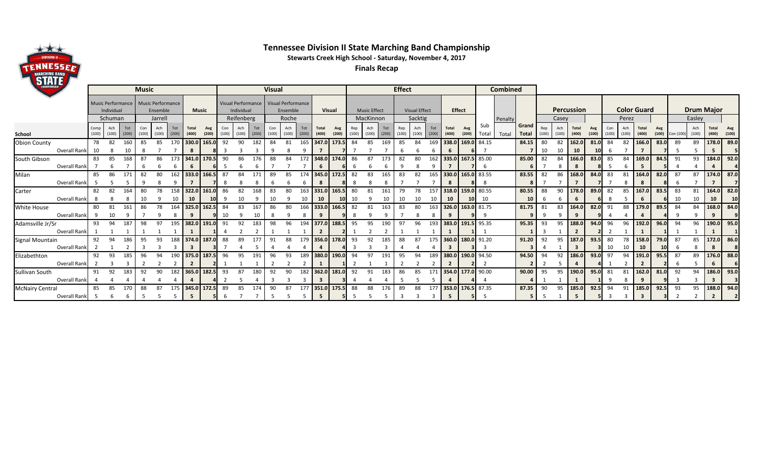# Tennessee Division II State Marching Band Championship

**Stewarts Creek High School - Saturday, November 4, 2017**

**Finals Recap**

| | Music | | | | | | | | Visual | | | | | | | | Effect | | | | | | | | Combined | | | Percussion | | | | Color Guard | | | | Drum Major | | | |
|---|---|---|---|---|---|---|---|---|---|---|---|---|---|---|---|---|---|---|---|---|---|---|---|---|---|---|---|---|---|---|---|---|---|---|---|---|---|---|---|
| | Music Performance Individual | | | Music Performance Ensemble | | | Music | | Visual Performance Individual | | | Visual Performance Ensemble | | | Visual | | Music Effect | | | Visual Effect | | | Effect | | | Penalty | | | | | | | | | | | | | |
| | Schuman | | | Jarrell | | | | | Reifenberg | | | Roche | | | | | MacKinnon | | | Sacktig | | | | | | | | Casey | | | | Perez | | | | Easley | | | |
| **School** | Comp (100) | Ach (100) | Tot (200) | Con (100) | Ach (100) | Tot (200) | Total (400) | Avg (200) | Con (100) | Ach (100) | Tot (200) | Con (100) | Ach (100) | Tot (200) | Total (400) | Avg (200) | Rep (100) | Ach (100) | Tot (200) | Rep (100) | Ach (100) | Tot (200) | Total (400) | Avg (200) | Sub Total | Total | Grand Total | Rep (100) | Ach (100) | Total (400) | Avg (100) | Con (100) | Ach (100) | Total (400) | Avg (100) | Con (100) | Ach (100) | Total (400) | Avg (100) |
| Obion County | 78 | 82 | 160 | 85 | 85 | 170 | 330.0 | 165.0 | 92 | 90 | 182 | 84 | 81 | 165 | 347.0 | 173.5 | 84 | 85 | 169 | 85 | 84 | 169 | 338.0 | 169.0 | 84.15 | | 84.15 | 80 | 82 | 162.0 | 81.0 | 84 | 82 | 166.0 | 83.0 | 89 | 89 | 178.0 | 89.0 |
| Overall Rank | 10 | 8 | 10 | 8 | 7 | 7 | 8 | 8 | 3 | 3 | 3 | 9 | 8 | 9 | 7 | 7 | 7 | 7 | 7 | 6 | 6 | 6 | 6 | 6 | 7 | | 7 | 10 | 10 | 10 | 10 | 6 | 7 | 7 | 7 | 5 | 5 | 5 | 5 |
| South Gibson | 83 | 85 | 168 | 87 | 86 | 173 | 341.0 | 170.5 | 90 | 86 | 176 | 88 | 84 | 172 | 348.0 | 174.0 | 86 | 87 | 173 | 82 | 80 | 162 | 335.0 | 167.5 | 85.00 | | 85.00 | 82 | 84 | 166.0 | 83.0 | 85 | 84 | 169.0 | 84.5 | 91 | 93 | 184.0 | 92.0 |
| Overall Rank | 7 | 6 | 7 | 6 | 6 | 6 | 6 | 6 | 5 | 6 | 6 | 7 | 7 | 7 | 6 | 6 | 6 | 6 | 6 | 9 | 8 | 9 | 7 | 7 | 6 | | 6 | 7 | 8 | 8 | 8 | 5 | 6 | 5 | 5 | 4 | 4 | 4 | 4 |
| Milan | 85 | 86 | 171 | 82 | 80 | 162 | 333.0 | 166.5 | 87 | 84 | 171 | 89 | 85 | 174 | 345.0 | 172.5 | 82 | 83 | 165 | 83 | 82 | 165 | 330.0 | 165.0 | 83.55 | | 83.55 | 82 | 86 | 168.0 | 84.0 | 83 | 81 | 164.0 | 82.0 | 87 | 87 | 174.0 | 87.0 |
| Overall Rank | 5 | 5 | 5 | 9 | 8 | 9 | 7 | 7 | 8 | 8 | 8 | 6 | 6 | 6 | 8 | 8 | 8 | 8 | 8 | 7 | 7 | 7 | 8 | 8 | 8 | | 8 | 7 | 7 | 7 | 7 | 7 | 8 | 8 | 8 | 6 | 7 | 7 | 7 |
| Carter | 82 | 82 | 164 | 80 | 78 | 158 | 322.0 | 161.0 | 86 | 82 | 168 | 83 | 80 | 163 | 331.0 | 165.5 | 80 | 81 | 161 | 79 | 78 | 157 | 318.0 | 159.0 | 80.55 | | 80.55 | 88 | 90 | 178.0 | 89.0 | 82 | 85 | 167.0 | 83.5 | 83 | 81 | 164.0 | 82.0 |
| Overall Rank | 8 | 8 | 8 | 10 | 9 | 10 | 10 | 10 | 9 | 10 | 9 | 10 | 9 | 10 | 10 | 10 | 10 | 9 | 10 | 10 | 10 | 10 | 10 | 10 | 10 | | 10 | 6 | 6 | 6 | 6 | 8 | 5 | 6 | 6 | 10 | 10 | 10 | 10 |
| White House | 80 | 81 | 161 | 86 | 78 | 164 | 325.0 | 162.5 | 84 | 83 | 167 | 86 | 80 | 166 | 333.0 | 166.5 | 82 | 81 | 163 | 83 | 80 | 163 | 326.0 | 163.0 | 81.75 | | 81.75 | 81 | 83 | 164.0 | 82.0 | 91 | 88 | 179.0 | 89.5 | 84 | 84 | 168.0 | 84.0 |
| Overall Rank | 9 | 10 | 9 | 7 | 9 | 8 | 9 | 9 | 10 | 9 | 10 | 8 | 9 | 8 | 9 | 9 | 8 | 9 | 9 | 7 | 8 | 8 | 9 | 9 | 9 | | 9 | 9 | 9 | 9 | 9 | 4 | 4 | 4 | 4 | 9 | 9 | 9 | 9 |
| Adamsville Jr/Sr | 93 | 94 | 187 | 98 | 97 | 195 | 382.0 | 191.0 | 91 | 92 | 183 | 98 | 96 | 194 | 377.0 | 188.5 | 95 | 95 | 190 | 97 | 96 | 193 | 383.0 | 191.5 | 95.35 | | 95.35 | 93 | 95 | 188.0 | 94.0 | 96 | 96 | 192.0 | 96.0 | 94 | 96 | 190.0 | 95.0 |
| Overall Rank | 1 | 1 | 1 | 1 | 1 | 1 | 1 | 1 | 4 | 2 | 2 | 1 | 1 | 1 | 2 | 2 | 1 | 2 | 2 | 1 | 1 | 1 | 1 | 1 | 1 | | 1 | 3 | 1 | 2 | 2 | 2 | 1 | 1 | 1 | 1 | 1 | 1 | 1 |
| Signal Mountain | 92 | 94 | 186 | 95 | 93 | 188 | 374.0 | 187.0 | 88 | 89 | 177 | 91 | 88 | 179 | 356.0 | 178.0 | 93 | 92 | 185 | 88 | 87 | 175 | 360.0 | 180.0 | 91.20 | | 91.20 | 92 | 95 | 187.0 | 93.5 | 80 | 78 | 158.0 | 79.0 | 87 | 85 | 172.0 | 86.0 |
| Overall Rank | 2 | 1 | 2 | 3 | 3 | 3 | 3 | 3 | 7 | 4 | 5 | 4 | 4 | 4 | 4 | 4 | 3 | 3 | 3 | 4 | 4 | 4 | 3 | 3 | 3 | | 3 | 4 | 1 | 3 | 3 | 10 | 10 | 10 | 10 | 6 | 8 | 8 | 8 |
| Elizabethton | 92 | 93 | 185 | 96 | 94 | 190 | 375.0 | 187.5 | 96 | 95 | 191 | 96 | 93 | 189 | 380.0 | 190.0 | 94 | 97 | 191 | 95 | 94 | 189 | 380.0 | 190.0 | 94.50 | | 94.50 | 94 | 92 | 186.0 | 93.0 | 97 | 94 | 191.0 | 95.5 | 87 | 89 | 176.0 | 88.0 |
| Overall Rank | 2 | 3 | 3 | 2 | 2 | 2 | 2 | 2 | 1 | 1 | 1 | 2 | 2 | 2 | 1 | 1 | 2 | 1 | 1 | 2 | 2 | 2 | 2 | 2 | 2 | | 2 | 2 | 5 | 4 | 4 | 1 | 2 | 2 | 2 | 6 | 5 | 6 | 6 |
| Sullivan South | 91 | 92 | 183 | 92 | 90 | 182 | 365.0 | 182.5 | 93 | 87 | 180 | 92 | 90 | 182 | 362.0 | 181.0 | 92 | 91 | 183 | 86 | 85 | 171 | 354.0 | 177.0 | 90.00 | | 90.00 | 95 | 95 | 190.0 | 95.0 | 81 | 81 | 162.0 | 81.0 | 92 | 94 | 186.0 | 93.0 |
| Overall Rank | 4 | 4 | 4 | 4 | 4 | 4 | 4 | 4 | 2 | 5 | 4 | 3 | 3 | 3 | 3 | 3 | 4 | 4 | 4 | 5 | 5 | 5 | 4 | 4 | 4 | | 4 | 1 | 1 | 1 | 1 | 9 | 8 | 9 | 9 | 3 | 3 | 3 | 3 |
| McNairy Central | 85 | 85 | 170 | 88 | 87 | 175 | 345.0 | 172.5 | 89 | 85 | 174 | 90 | 87 | 177 | 351.0 | 175.5 | 88 | 88 | 176 | 89 | 88 | 177 | 353.0 | 176.5 | 87.35 | | 87.35 | 90 | 95 | 185.0 | 92.5 | 94 | 91 | 185.0 | 92.5 | 93 | 95 | 188.0 | 94.0 |
| Overall Rank | 5 | 6 | 6 | 5 | 5 | 5 | 5 | 5 | 6 | 7 | 7 | 5 | 5 | 5 | 5 | 5 | 5 | 5 | 5 | 3 | 3 | 3 | 5 | 5 | 5 | | 5 | 5 | 1 | 5 | 5 | 3 | 3 | 3 | 3 | 2 | 2 | 2 | 2 |